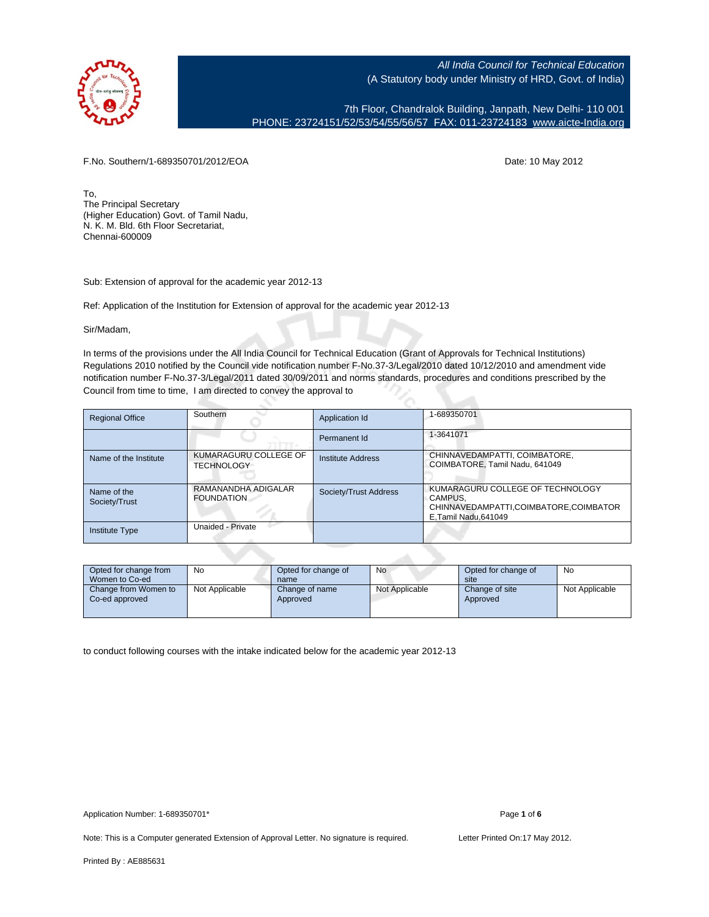*All India Council for Technical Education*
(A Statutory body under Ministry of HRD, Govt. of India)

7th Floor, Chandralok Building, Janpath, New Delhi- 110 001
PHONE: 23724151/52/53/54/55/56/57 FAX: 011-23724183 www.aicte-India.org

F.No. Southern/1-689350701/2012/EOA

Date: 10 May 2012

To,
The Principal Secretary
(Higher Education) Govt. of Tamil Nadu,
N. K. M. Bld. 6th Floor Secretariat,
Chennai-600009

Sub: Extension of approval for the academic year 2012-13

Ref: Application of the Institution for Extension of approval for the academic year 2012-13

Sir/Madam,

In terms of the provisions under the All India Council for Technical Education (Grant of Approvals for Technical Institutions) Regulations 2010 notified by the Council vide notification number F-No.37-3/Legal/2010 dated 10/12/2010 and amendment vide notification number F-No.37-3/Legal/2011 dated 30/09/2011 and norms standards, procedures and conditions prescribed by the Council from time to time, I am directed to convey the approval to

| Regional Office | Southern | Application Id | 1-689350701 |
|---|---|---|---|
| | | Permanent Id | 1-3641071 |
| Name of the Institute | KUMARAGURU COLLEGE OF TECHNOLOGY | Institute Address | CHINNAVEDAMPATTI, COIMBATORE, COIMBATORE, Tamil Nadu, 641049 |
| Name of the Society/Trust | RAMANANDHA ADIGALAR FOUNDATION | Society/Trust Address | KUMARAGURU COLLEGE OF TECHNOLOGY CAMPUS, CHINNAVEDAMPATTI,COIMBATORE,COIMBATORE,Tamil Nadu,641049 |
| Institute Type | Unaided - Private | | |

| Opted for change from Women to Co-ed | No | Opted for change of name | No | Opted for change of site | No |
|---|---|---|---|---|---|
| Change from Women to Co-ed approved | Not Applicable | Change of name Approved | Not Applicable | Change of site Approved | Not Applicable |

to conduct following courses with the intake indicated below for the academic year 2012-13

Application Number: 1-689350701*

Note: This is a Computer generated Extension of Approval Letter. No signature is required.

Letter Printed On:17 May 2012.

Printed By : AE885631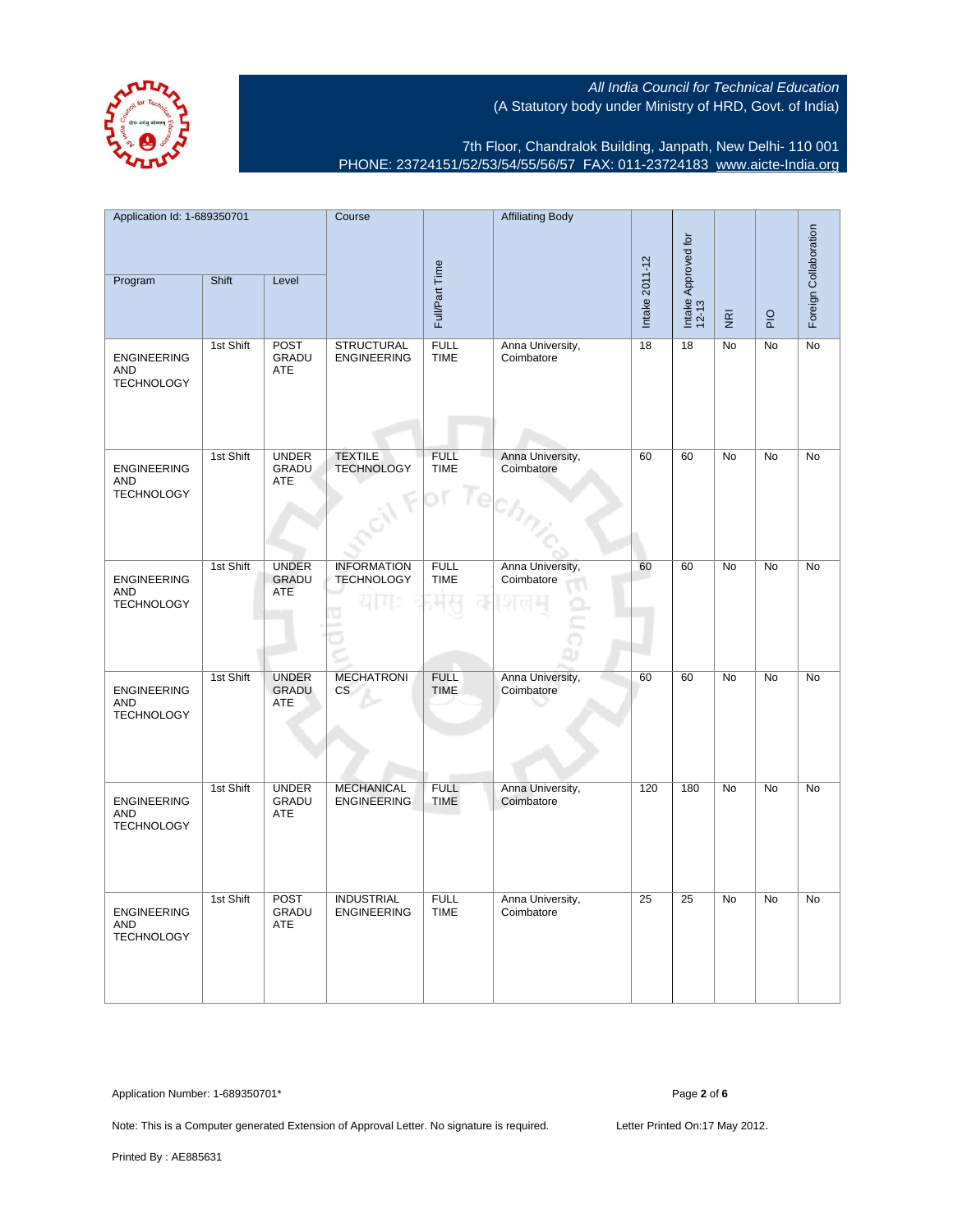All India Council for Technical Education
(A Statutory body under Ministry of HRD, Govt. of India)

7th Floor, Chandralok Building, Janpath, New Delhi- 110 001
PHONE: 23724151/52/53/54/55/56/57 FAX: 011-23724183 www.aicte-India.org

| Application Id: 1-689350701 | | | Course | Full/Part Time | Affiliating Body | Intake 2011-12 | Intake Approved for 12-13 | NRI | PIO | Foreign Collaboration |
|---|---|---|---|---|---|---|---|---|---|---|
| Program | Shift | Level | | | | | | | | |
| ENGINEERING AND TECHNOLOGY | 1st Shift | POST GRADUATE | STRUCTURAL ENGINEERING | FULL TIME | Anna University, Coimbatore | 18 | 18 | No | No | No |
| ENGINEERING AND TECHNOLOGY | 1st Shift | UNDER GRADUATE | TEXTILE TECHNOLOGY | FULL TIME | Anna University, Coimbatore | 60 | 60 | No | No | No |
| ENGINEERING AND TECHNOLOGY | 1st Shift | UNDER GRADUATE | INFORMATION TECHNOLOGY | FULL TIME | Anna University, Coimbatore | 60 | 60 | No | No | No |
| ENGINEERING AND TECHNOLOGY | 1st Shift | UNDER GRADUATE | MECHATRONICS | FULL TIME | Anna University, Coimbatore | 60 | 60 | No | No | No |
| ENGINEERING AND TECHNOLOGY | 1st Shift | UNDER GRADUATE | MECHANICAL ENGINEERING | FULL TIME | Anna University, Coimbatore | 120 | 180 | No | No | No |
| ENGINEERING AND TECHNOLOGY | 1st Shift | POST GRADUATE | INDUSTRIAL ENGINEERING | FULL TIME | Anna University, Coimbatore | 25 | 25 | No | No | No |

Application Number: 1-689350701*

Note: This is a Computer generated Extension of Approval Letter. No signature is required.

Letter Printed On:17 May 2012.

Printed By : AE885631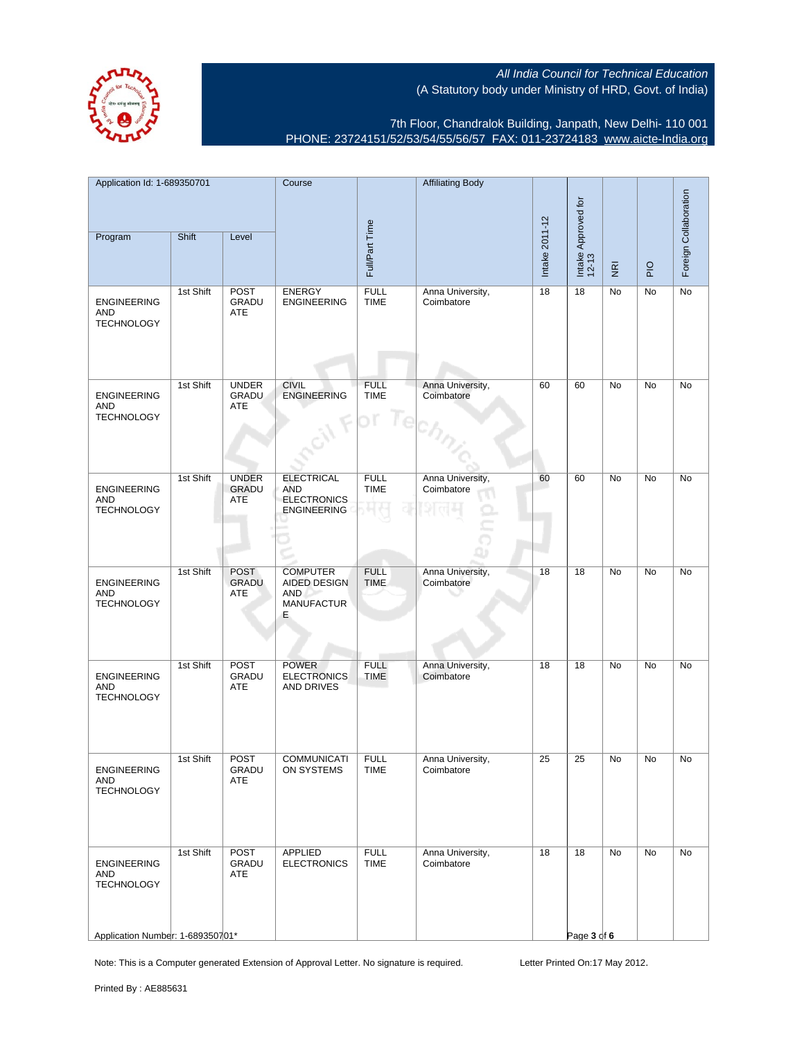*All India Council for Technical Education*
(A Statutory body under Ministry of HRD, Govt. of India)

7th Floor, Chandralok Building, Janpath, New Delhi- 110 001
PHONE: 23724151/52/53/54/55/56/57 FAX: 011-23724183 www.aicte-India.org

| Application Id: 1-689350701 | | | Course | Full/Part Time | Affiliating Body | Intake 2011-12 | Intake Approved for 12-13 | NRI | PIO | Foreign Collaboration |
|---|---|---|---|---|---|---|---|---|---|---|
| Program | Shift | Level | | | | | | | | |
| ENGINEERING AND TECHNOLOGY | 1st Shift | POST GRADUATE | ENERGY ENGINEERING | FULL TIME | Anna University, Coimbatore | 18 | 18 | No | No | No |
| ENGINEERING AND TECHNOLOGY | 1st Shift | UNDER GRADUATE | CIVIL ENGINEERING | FULL TIME | Anna University, Coimbatore | 60 | 60 | No | No | No |
| ENGINEERING AND TECHNOLOGY | 1st Shift | UNDER GRADUATE | ELECTRICAL AND ELECTRONICS ENGINEERING | FULL TIME | Anna University, Coimbatore | 60 | 60 | No | No | No |
| ENGINEERING AND TECHNOLOGY | 1st Shift | POST GRADUATE | COMPUTER AIDED DESIGN AND MANUFACTURE | FULL TIME | Anna University, Coimbatore | 18 | 18 | No | No | No |
| ENGINEERING AND TECHNOLOGY | 1st Shift | POST GRADUATE | POWER ELECTRONICS AND DRIVES | FULL TIME | Anna University, Coimbatore | 18 | 18 | No | No | No |
| ENGINEERING AND TECHNOLOGY | 1st Shift | POST GRADUATE | COMMUNICATION SYSTEMS | FULL TIME | Anna University, Coimbatore | 25 | 25 | No | No | No |
| ENGINEERING AND TECHNOLOGY | 1st Shift | POST GRADUATE | APPLIED ELECTRONICS | FULL TIME | Anna University, Coimbatore | 18 | 18 | No | No | No |

Application Number: 1-689350701*

Note: This is a Computer generated Extension of Approval Letter. No signature is required.

Letter Printed On:17 May 2012.

Printed By : AE885631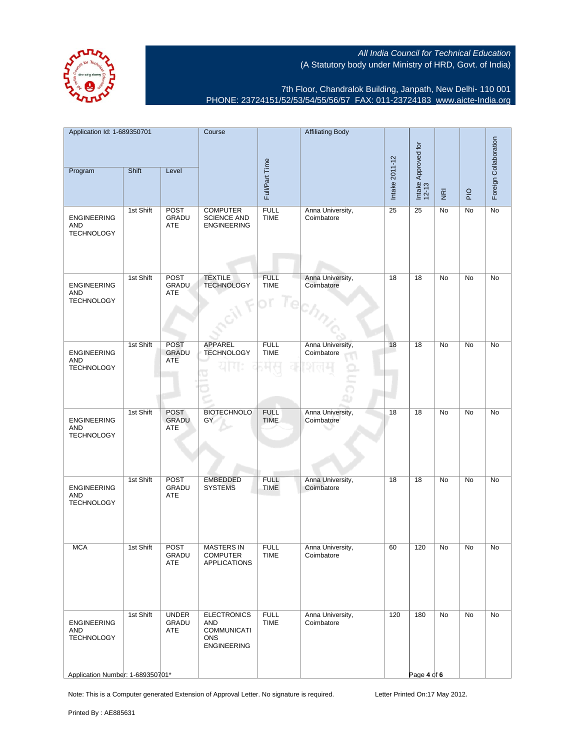All India Council for Technical Education
(A Statutory body under Ministry of HRD, Govt. of India)

7th Floor, Chandralok Building, Janpath, New Delhi- 110 001
PHONE: 23724151/52/53/54/55/56/57 FAX: 011-23724183 www.aicte-India.org

| Application Id: 1-689350701 | | | Course | Full/Part Time | Affiliating Body | Intake 2011-12 | Intake Approved for 12-13 | NRI | PIO | Foreign Collaboration |
|---|---|---|---|---|---|---|---|---|---|---|
| Program | Shift | Level | | | | | | | | |
| ENGINEERING AND TECHNOLOGY | 1st Shift | POST GRADUATE | COMPUTER SCIENCE AND ENGINEERING | FULL TIME | Anna University, Coimbatore | 25 | 25 | No | No | No |
| ENGINEERING AND TECHNOLOGY | 1st Shift | POST GRADUATE | TEXTILE TECHNOLOGY | FULL TIME | Anna University, Coimbatore | 18 | 18 | No | No | No |
| ENGINEERING AND TECHNOLOGY | 1st Shift | POST GRADUATE | APPAREL TECHNOLOGY | FULL TIME | Anna University, Coimbatore | 18 | 18 | No | No | No |
| ENGINEERING AND TECHNOLOGY | 1st Shift | POST GRADUATE | BIOTECHNOLOGY | FULL TIME | Anna University, Coimbatore | 18 | 18 | No | No | No |
| ENGINEERING AND TECHNOLOGY | 1st Shift | POST GRADUATE | EMBEDDED SYSTEMS | FULL TIME | Anna University, Coimbatore | 18 | 18 | No | No | No |
| MCA | 1st Shift | POST GRADUATE | MASTERS IN COMPUTER APPLICATIONS | FULL TIME | Anna University, Coimbatore | 60 | 120 | No | No | No |
| ENGINEERING AND TECHNOLOGY | 1st Shift | UNDER GRADUATE | ELECTRONICS AND COMMUNICATIONS ENGINEERING | FULL TIME | Anna University, Coimbatore | 120 | 180 | No | No | No |

Application Number: 1-689350701*

Note: This is a Computer generated Extension of Approval Letter. No signature is required. Letter Printed On:17 May 2012.

Printed By : AE885631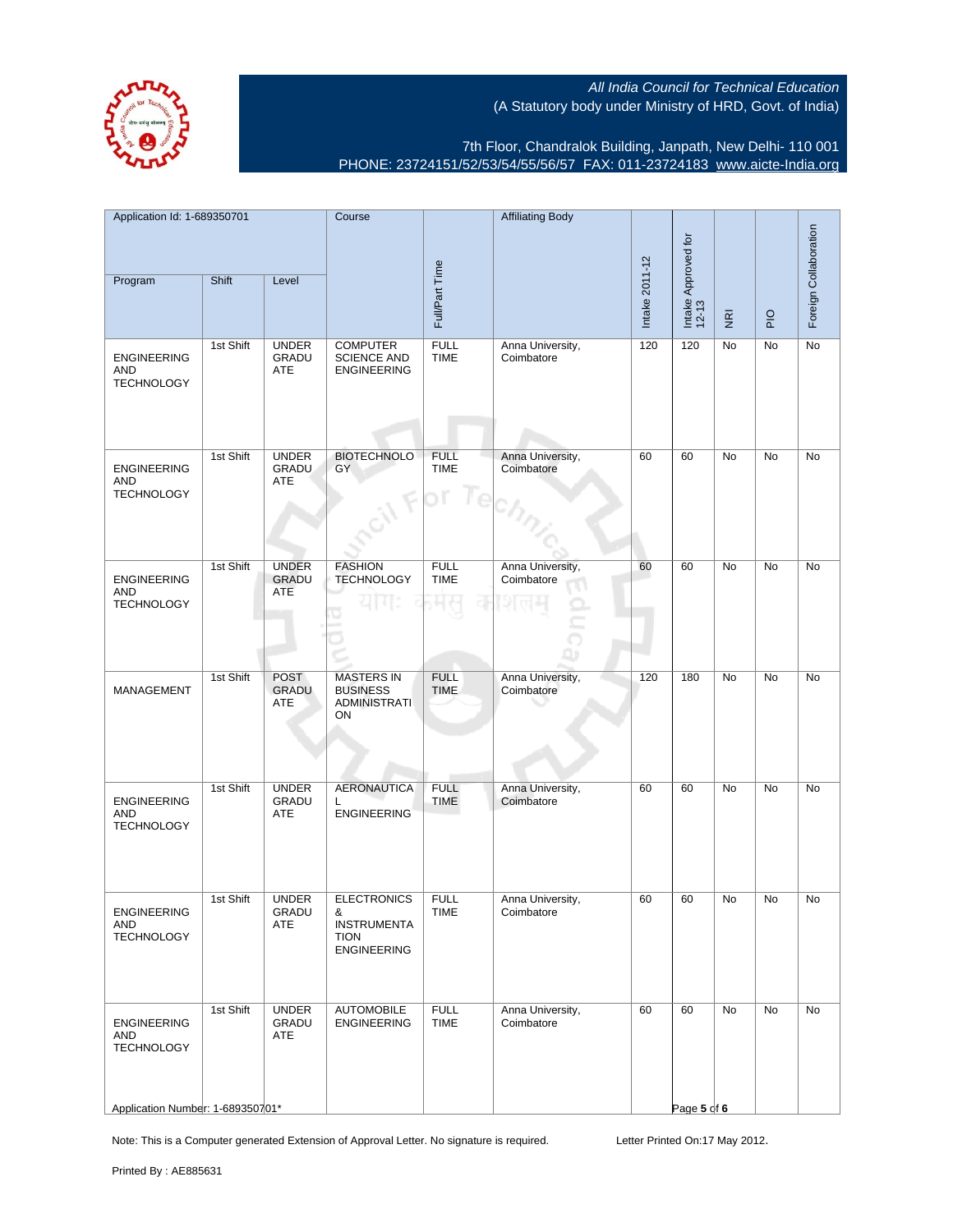All India Council for Technical Education
(A Statutory body under Ministry of HRD, Govt. of India)

7th Floor, Chandralok Building, Janpath, New Delhi- 110 001
PHONE: 23724151/52/53/54/55/56/57 FAX: 011-23724183 www.aicte-India.org

| Application Id: 1-689350701 | | | Course | Full/Part Time | Affiliating Body | Intake 2011-12 | Intake Approved for 12-13 | NRI | PIO | Foreign Collaboration |
|---|---|---|---|---|---|---|---|---|---|---|
| Program | Shift | Level | | | | | | | | |
| ENGINEERING AND TECHNOLOGY | 1st Shift | UNDER GRADUATE | COMPUTER SCIENCE AND ENGINEERING | FULL TIME | Anna University, Coimbatore | 120 | 120 | No | No | No |
| ENGINEERING AND TECHNOLOGY | 1st Shift | UNDER GRADUATE | BIOTECHNOLOGY | FULL TIME | Anna University, Coimbatore | 60 | 60 | No | No | No |
| ENGINEERING AND TECHNOLOGY | 1st Shift | UNDER GRADUATE | FASHION TECHNOLOGY | FULL TIME | Anna University, Coimbatore | 60 | 60 | No | No | No |
| MANAGEMENT | 1st Shift | POST GRADUATE | MASTERS IN BUSINESS ADMINISTRATION | FULL TIME | Anna University, Coimbatore | 120 | 180 | No | No | No |
| ENGINEERING AND TECHNOLOGY | 1st Shift | UNDER GRADUATE | AERONAUTICAL ENGINEERING | FULL TIME | Anna University, Coimbatore | 60 | 60 | No | No | No |
| ENGINEERING AND TECHNOLOGY | 1st Shift | UNDER GRADUATE | ELECTRONICS & INSTRUMENTATION ENGINEERING | FULL TIME | Anna University, Coimbatore | 60 | 60 | No | No | No |
| ENGINEERING AND TECHNOLOGY | 1st Shift | UNDER GRADUATE | AUTOMOBILE ENGINEERING | FULL TIME | Anna University, Coimbatore | 60 | 60 | No | No | No |

Application Number: 1-689350701*

Note: This is a Computer generated Extension of Approval Letter. No signature is required.

Letter Printed On:17 May 2012.

Printed By : AE885631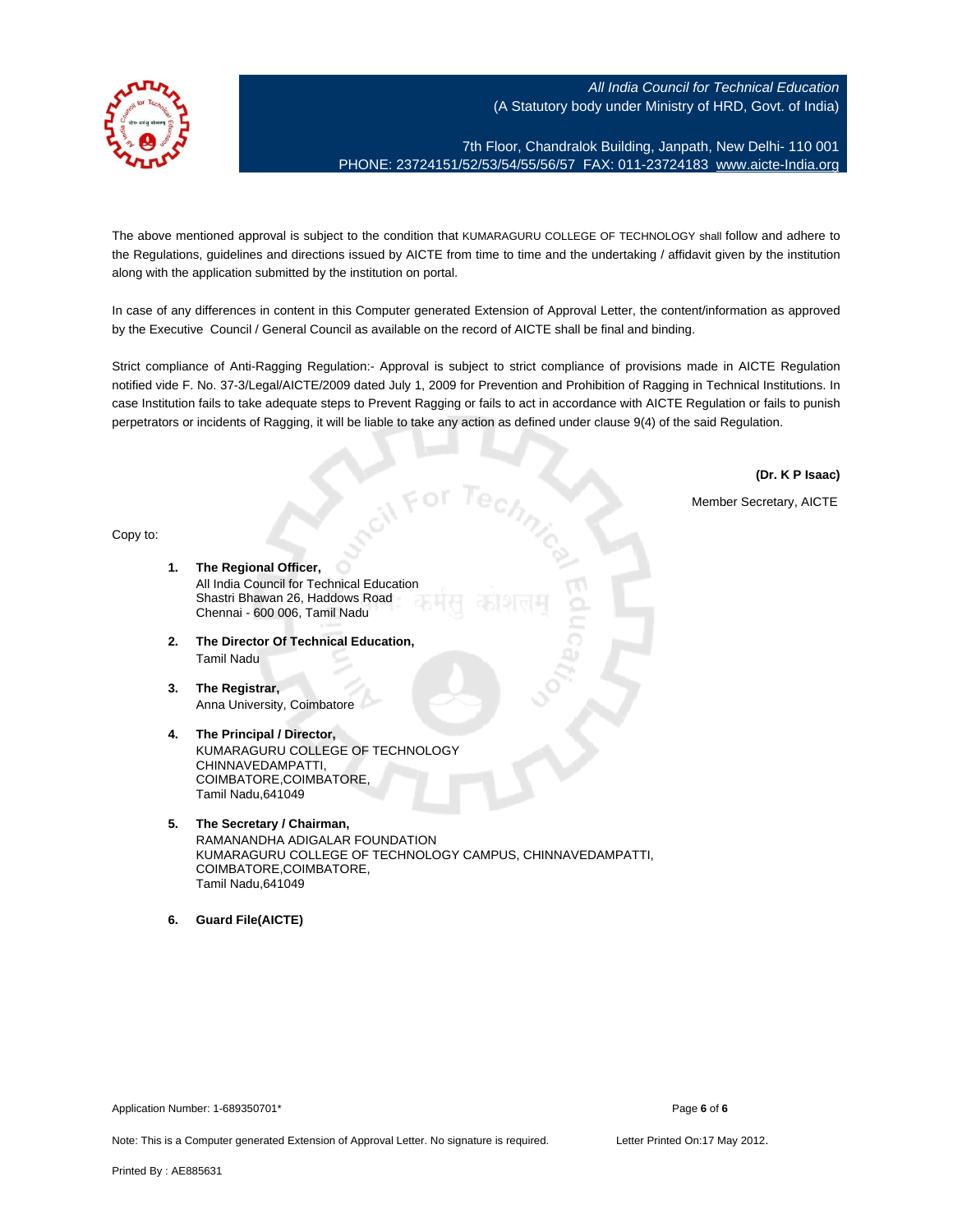The above mentioned approval is subject to the condition that KUMARAGURU COLLEGE OF TECHNOLOGY shall follow and adhere to the Regulations, guidelines and directions issued by AICTE from time to time and the undertaking / affidavit given by the institution along with the application submitted by the institution on portal.

In case of any differences in content in this Computer generated Extension of Approval Letter, the content/information as approved by the Executive Council / General Council as available on the record of AICTE shall be final and binding.

Strict compliance of Anti-Ragging Regulation:- Approval is subject to strict compliance of provisions made in AICTE Regulation notified vide F. No. 37-3/Legal/AICTE/2009 dated July 1, 2009 for Prevention and Prohibition of Ragging in Technical Institutions. In case Institution fails to take adequate steps to Prevent Ragging or fails to act in accordance with AICTE Regulation or fails to punish perpetrators or incidents of Ragging, it will be liable to take any action as defined under clause 9(4) of the said Regulation.

**(Dr. K P Isaac)**

Member Secretary, AICTE

Copy to:

1. **The Regional Officer,**
   All India Council for Technical Education
   Shastri Bhawan 26, Haddows Road
   Chennai - 600 006, Tamil Nadu

2. **The Director Of Technical Education,**
   Tamil Nadu

3. **The Registrar,**
   Anna University, Coimbatore

4. **The Principal / Director,**
   KUMARAGURU COLLEGE OF TECHNOLOGY
   CHINNAVEDAMPATTI,
   COIMBATORE,COIMBATORE,
   Tamil Nadu,641049

5. **The Secretary / Chairman,**
   RAMANANDHA ADIGALAR FOUNDATION
   KUMARAGURU COLLEGE OF TECHNOLOGY CAMPUS, CHINNAVEDAMPATTI,
   COIMBATORE,COIMBATORE,
   Tamil Nadu,641049

6. **Guard File(AICTE)**

Application Number: 1-689350701*

Note: This is a Computer generated Extension of Approval Letter. No signature is required.

Letter Printed On:17 May 2012.

Printed By : AE885631